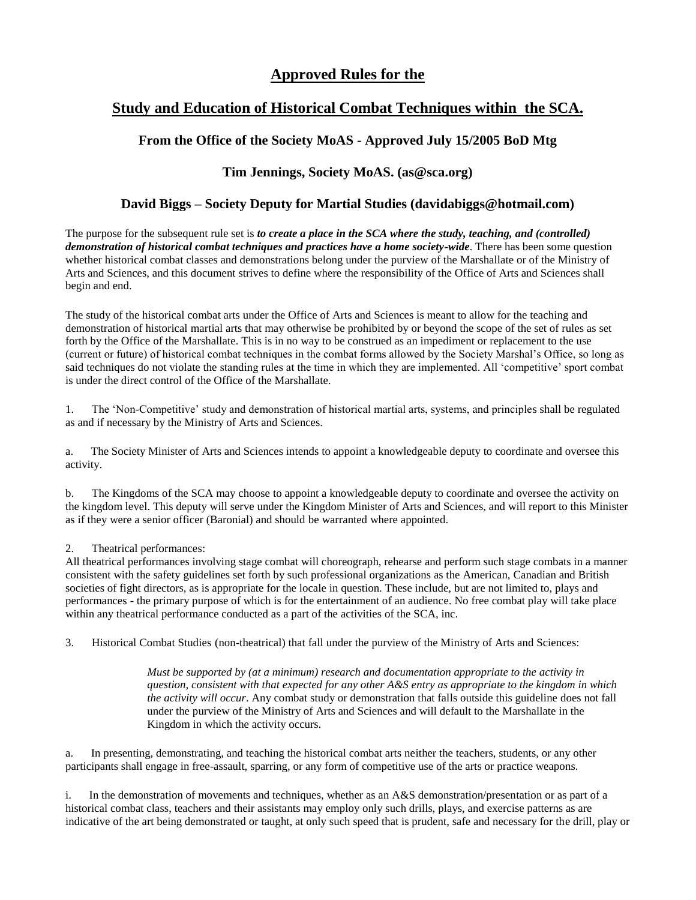# Approved Rules for the

# Study and Education of Historical Combat Techniques within the SCA.

### From the Office of the Society MoAS - Approved July 15/2005 BoD Mtg

### Tim Jennings, Society MoAS. (as@sca.org)

### David Biggs – Society Deputy for Martial Studies (davidabiggs@hotmail.com)

The purpose for the subsequent rule set is ***to create a place in the SCA where the study, teaching, and (controlled) demonstration of historical combat techniques and practices have a home society-wide***. There has been some question whether historical combat classes and demonstrations belong under the purview of the Marshallate or of the Ministry of Arts and Sciences, and this document strives to define where the responsibility of the Office of Arts and Sciences shall begin and end.

The study of the historical combat arts under the Office of Arts and Sciences is meant to allow for the teaching and demonstration of historical martial arts that may otherwise be prohibited by or beyond the scope of the set of rules as set forth by the Office of the Marshallate. This is in no way to be construed as an impediment or replacement to the use (current or future) of historical combat techniques in the combat forms allowed by the Society Marshal's Office, so long as said techniques do not violate the standing rules at the time in which they are implemented. All 'competitive' sport combat is under the direct control of the Office of the Marshallate.

1. The 'Non-Competitive' study and demonstration of historical martial arts, systems, and principles shall be regulated as and if necessary by the Ministry of Arts and Sciences.

a. The Society Minister of Arts and Sciences intends to appoint a knowledgeable deputy to coordinate and oversee this activity.

b. The Kingdoms of the SCA may choose to appoint a knowledgeable deputy to coordinate and oversee the activity on the kingdom level. This deputy will serve under the Kingdom Minister of Arts and Sciences, and will report to this Minister as if they were a senior officer (Baronial) and should be warranted where appointed.

2. Theatrical performances:
All theatrical performances involving stage combat will choreograph, rehearse and perform such stage combats in a manner consistent with the safety guidelines set forth by such professional organizations as the American, Canadian and British societies of fight directors, as is appropriate for the locale in question. These include, but are not limited to, plays and performances - the primary purpose of which is for the entertainment of an audience. No free combat play will take place within any theatrical performance conducted as a part of the activities of the SCA, inc.

3. Historical Combat Studies (non-theatrical) that fall under the purview of the Ministry of Arts and Sciences:

> *Must be supported by (at a minimum) research and documentation appropriate to the activity in question, consistent with that expected for any other A&S entry as appropriate to the kingdom in which the activity will occur*. Any combat study or demonstration that falls outside this guideline does not fall under the purview of the Ministry of Arts and Sciences and will default to the Marshallate in the Kingdom in which the activity occurs.

a. In presenting, demonstrating, and teaching the historical combat arts neither the teachers, students, or any other participants shall engage in free-assault, sparring, or any form of competitive use of the arts or practice weapons.

i. In the demonstration of movements and techniques, whether as an A&S demonstration/presentation or as part of a historical combat class, teachers and their assistants may employ only such drills, plays, and exercise patterns as are indicative of the art being demonstrated or taught, at only such speed that is prudent, safe and necessary for the drill, play or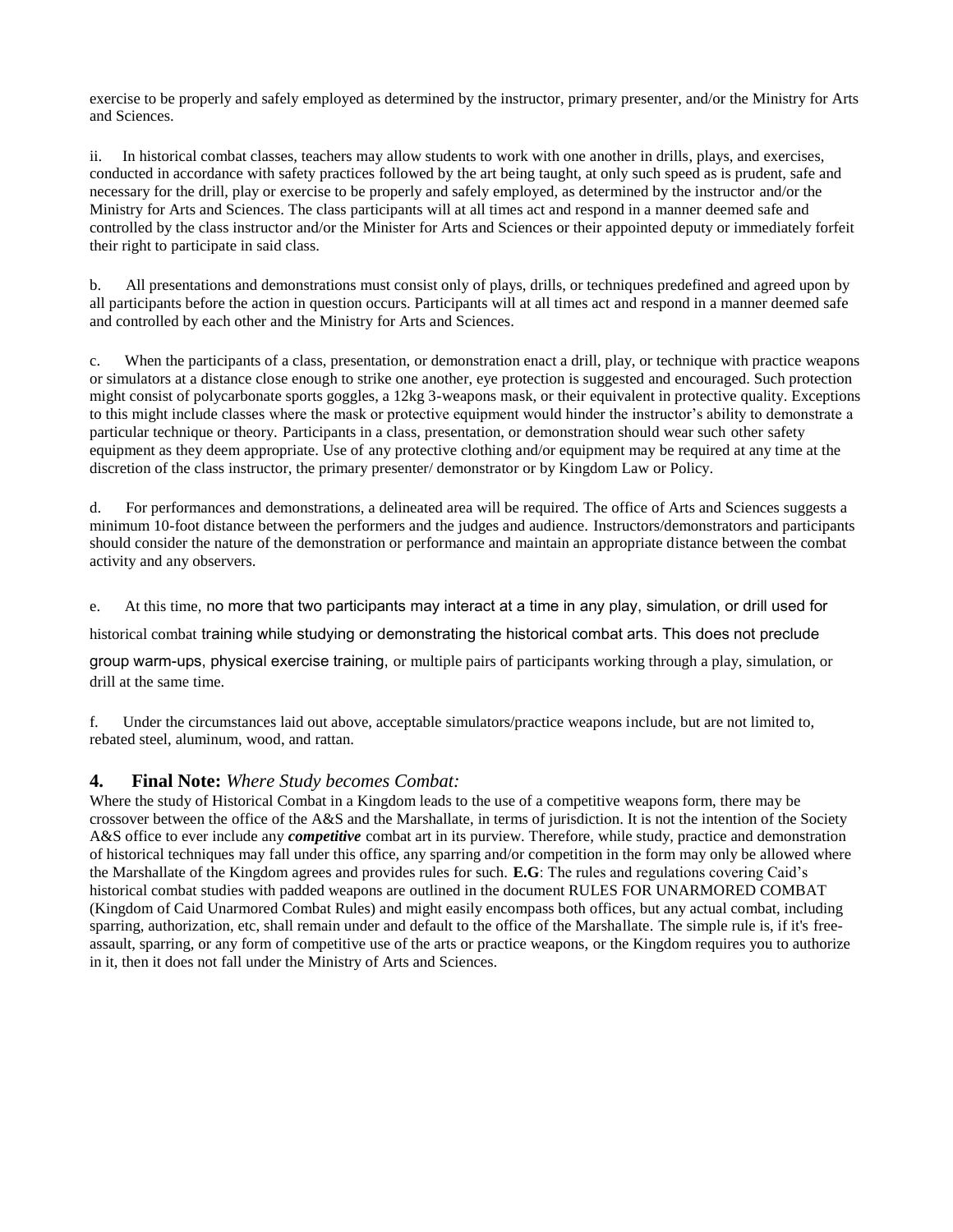exercise to be properly and safely employed as determined by the instructor, primary presenter, and/or the Ministry for Arts and Sciences.

ii. In historical combat classes, teachers may allow students to work with one another in drills, plays, and exercises, conducted in accordance with safety practices followed by the art being taught, at only such speed as is prudent, safe and necessary for the drill, play or exercise to be properly and safely employed, as determined by the instructor and/or the Ministry for Arts and Sciences. The class participants will at all times act and respond in a manner deemed safe and controlled by the class instructor and/or the Minister for Arts and Sciences or their appointed deputy or immediately forfeit their right to participate in said class.

b. All presentations and demonstrations must consist only of plays, drills, or techniques predefined and agreed upon by all participants before the action in question occurs. Participants will at all times act and respond in a manner deemed safe and controlled by each other and the Ministry for Arts and Sciences.

c. When the participants of a class, presentation, or demonstration enact a drill, play, or technique with practice weapons or simulators at a distance close enough to strike one another, eye protection is suggested and encouraged. Such protection might consist of polycarbonate sports goggles, a 12kg 3-weapons mask, or their equivalent in protective quality. Exceptions to this might include classes where the mask or protective equipment would hinder the instructor's ability to demonstrate a particular technique or theory. Participants in a class, presentation, or demonstration should wear such other safety equipment as they deem appropriate. Use of any protective clothing and/or equipment may be required at any time at the discretion of the class instructor, the primary presenter/ demonstrator or by Kingdom Law or Policy.

d. For performances and demonstrations, a delineated area will be required. The office of Arts and Sciences suggests a minimum 10-foot distance between the performers and the judges and audience. Instructors/demonstrators and participants should consider the nature of the demonstration or performance and maintain an appropriate distance between the combat activity and any observers.

e. At this time, no more that two participants may interact at a time in any play, simulation, or drill used for historical combat training while studying or demonstrating the historical combat arts. This does not preclude group warm-ups, physical exercise training, or multiple pairs of participants working through a play, simulation, or drill at the same time.

f. Under the circumstances laid out above, acceptable simulators/practice weapons include, but are not limited to, rebated steel, aluminum, wood, and rattan.

## 4. **Final Note:** *Where Study becomes Combat:*

Where the study of Historical Combat in a Kingdom leads to the use of a competitive weapons form, there may be crossover between the office of the A&S and the Marshallate, in terms of jurisdiction. It is not the intention of the Society A&S office to ever include any ***competitive*** combat art in its purview. Therefore, while study, practice and demonstration of historical techniques may fall under this office, any sparring and/or competition in the form may only be allowed where the Marshallate of the Kingdom agrees and provides rules for such. **E.G**: The rules and regulations covering Caid's historical combat studies with padded weapons are outlined in the document RULES FOR UNARMORED COMBAT (Kingdom of Caid Unarmored Combat Rules) and might easily encompass both offices, but any actual combat, including sparring, authorization, etc, shall remain under and default to the office of the Marshallate. The simple rule is, if it's free-assault, sparring, or any form of competitive use of the arts or practice weapons, or the Kingdom requires you to authorize in it, then it does not fall under the Ministry of Arts and Sciences.